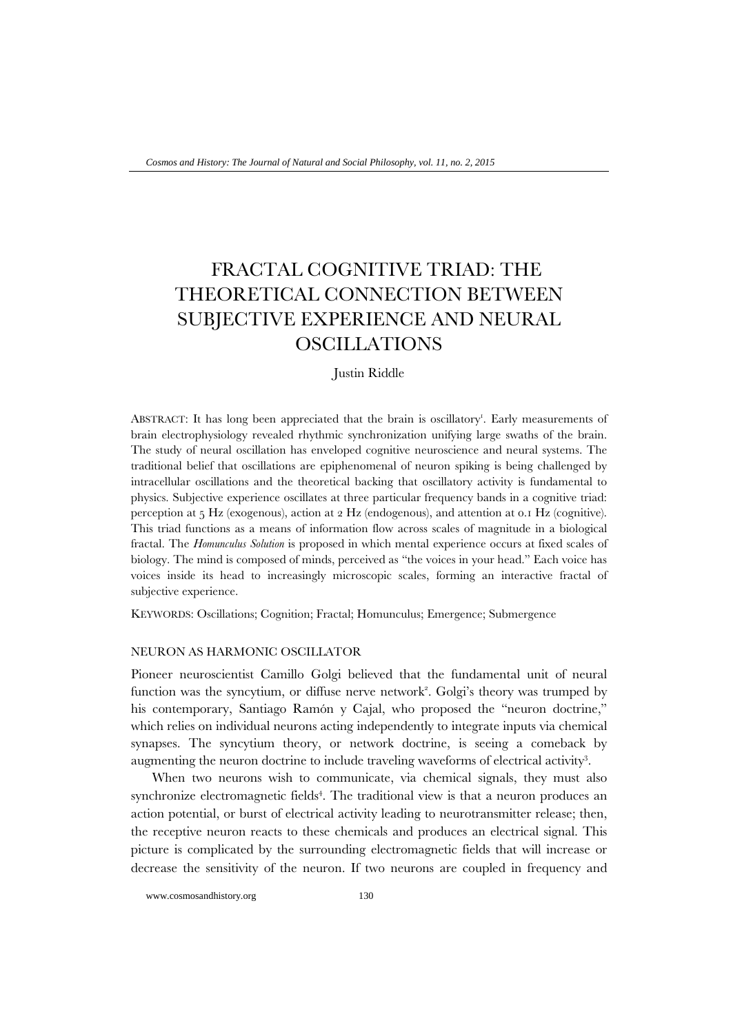# FRACTAL COGNITIVE TRIAD: THE THEORETICAL CONNECTION BETWEEN SUBJECTIVE EXPERIENCE AND NEURAL OSCILLATIONS

Justin Riddle

ABSTRACT: It has long been appreciated that the brain is oscillatory[1]. Early measurements of brain electrophysiology revealed rhythmic synchronization unifying large swaths of the brain. The study of neural oscillation has enveloped cognitive neuroscience and neural systems. The traditional belief that oscillations are epiphenomenal of neuron spiking is being challenged by intracellular oscillations and the theoretical backing that oscillatory activity is fundamental to physics. Subjective experience oscillates at three particular frequency bands in a cognitive triad: perception at 5 Hz (exogenous), action at 2 Hz (endogenous), and attention at 0.1 Hz (cognitive). This triad functions as a means of information flow across scales of magnitude in a biological fractal. The *Homunculus Solution* is proposed in which mental experience occurs at fixed scales of biology. The mind is composed of minds, perceived as "the voices in your head." Each voice has voices inside its head to increasingly microscopic scales, forming an interactive fractal of subjective experience.

KEYWORDS: Oscillations; Cognition; Fractal; Homunculus; Emergence; Submergence

## NEURON AS HARMONIC OSCILLATOR

Pioneer neuroscientist Camillo Golgi believed that the fundamental unit of neural function was the syncytium, or diffuse nerve network[2]. Golgi's theory was trumped by his contemporary, Santiago Ramón y Cajal, who proposed the "neuron doctrine," which relies on individual neurons acting independently to integrate inputs via chemical synapses. The syncytium theory, or network doctrine, is seeing a comeback by augmenting the neuron doctrine to include traveling waveforms of electrical activity[3].

When two neurons wish to communicate, via chemical signals, they must also synchronize electromagnetic fields[4]. The traditional view is that a neuron produces an action potential, or burst of electrical activity leading to neurotransmitter release; then, the receptive neuron reacts to these chemicals and produces an electrical signal. This picture is complicated by the surrounding electromagnetic fields that will increase or decrease the sensitivity of the neuron. If two neurons are coupled in frequency and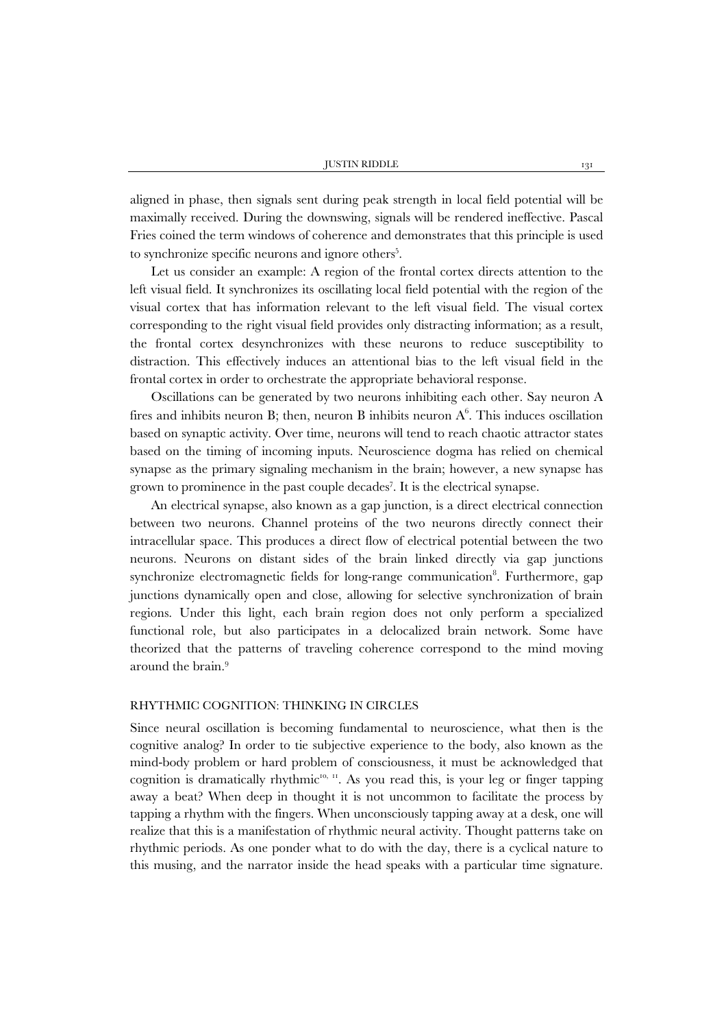aligned in phase, then signals sent during peak strength in local field potential will be maximally received. During the downswing, signals will be rendered ineffective. Pascal Fries coined the term windows of coherence and demonstrates that this principle is used to synchronize specific neurons and ignore others[5].

Let us consider an example: A region of the frontal cortex directs attention to the left visual field. It synchronizes its oscillating local field potential with the region of the visual cortex that has information relevant to the left visual field. The visual cortex corresponding to the right visual field provides only distracting information; as a result, the frontal cortex desynchronizes with these neurons to reduce susceptibility to distraction. This effectively induces an attentional bias to the left visual field in the frontal cortex in order to orchestrate the appropriate behavioral response.

Oscillations can be generated by two neurons inhibiting each other. Say neuron A fires and inhibits neuron B; then, neuron B inhibits neuron A[6]. This induces oscillation based on synaptic activity. Over time, neurons will tend to reach chaotic attractor states based on the timing of incoming inputs. Neuroscience dogma has relied on chemical synapse as the primary signaling mechanism in the brain; however, a new synapse has grown to prominence in the past couple decades[7]. It is the electrical synapse.

An electrical synapse, also known as a gap junction, is a direct electrical connection between two neurons. Channel proteins of the two neurons directly connect their intracellular space. This produces a direct flow of electrical potential between the two neurons. Neurons on distant sides of the brain linked directly via gap junctions synchronize electromagnetic fields for long-range communication[8]. Furthermore, gap junctions dynamically open and close, allowing for selective synchronization of brain regions. Under this light, each brain region does not only perform a specialized functional role, but also participates in a delocalized brain network. Some have theorized that the patterns of traveling coherence correspond to the mind moving around the brain.[9]

## RHYTHMIC COGNITION: THINKING IN CIRCLES

Since neural oscillation is becoming fundamental to neuroscience, what then is the cognitive analog? In order to tie subjective experience to the body, also known as the mind-body problem or hard problem of consciousness, it must be acknowledged that cognition is dramatically rhythmic[10, 11]. As you read this, is your leg or finger tapping away a beat? When deep in thought it is not uncommon to facilitate the process by tapping a rhythm with the fingers. When unconsciously tapping away at a desk, one will realize that this is a manifestation of rhythmic neural activity. Thought patterns take on rhythmic periods. As one ponder what to do with the day, there is a cyclical nature to this musing, and the narrator inside the head speaks with a particular time signature.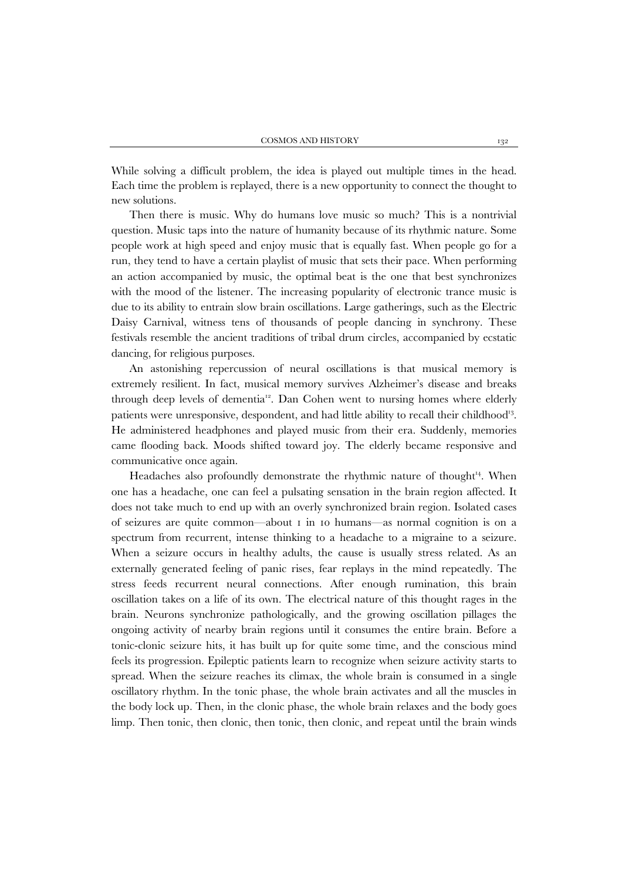While solving a difficult problem, the idea is played out multiple times in the head. Each time the problem is replayed, there is a new opportunity to connect the thought to new solutions.

Then there is music. Why do humans love music so much? This is a nontrivial question. Music taps into the nature of humanity because of its rhythmic nature. Some people work at high speed and enjoy music that is equally fast. When people go for a run, they tend to have a certain playlist of music that sets their pace. When performing an action accompanied by music, the optimal beat is the one that best synchronizes with the mood of the listener. The increasing popularity of electronic trance music is due to its ability to entrain slow brain oscillations. Large gatherings, such as the Electric Daisy Carnival, witness tens of thousands of people dancing in synchrony. These festivals resemble the ancient traditions of tribal drum circles, accompanied by ecstatic dancing, for religious purposes.

An astonishing repercussion of neural oscillations is that musical memory is extremely resilient. In fact, musical memory survives Alzheimer's disease and breaks through deep levels of dementia[12]. Dan Cohen went to nursing homes where elderly patients were unresponsive, despondent, and had little ability to recall their childhood[13]. He administered headphones and played music from their era. Suddenly, memories came flooding back. Moods shifted toward joy. The elderly became responsive and communicative once again.

Headaches also profoundly demonstrate the rhythmic nature of thought[14]. When one has a headache, one can feel a pulsating sensation in the brain region affected. It does not take much to end up with an overly synchronized brain region. Isolated cases of seizures are quite common—about 1 in 10 humans—as normal cognition is on a spectrum from recurrent, intense thinking to a headache to a migraine to a seizure. When a seizure occurs in healthy adults, the cause is usually stress related. As an externally generated feeling of panic rises, fear replays in the mind repeatedly. The stress feeds recurrent neural connections. After enough rumination, this brain oscillation takes on a life of its own. The electrical nature of this thought rages in the brain. Neurons synchronize pathologically, and the growing oscillation pillages the ongoing activity of nearby brain regions until it consumes the entire brain. Before a tonic-clonic seizure hits, it has built up for quite some time, and the conscious mind feels its progression. Epileptic patients learn to recognize when seizure activity starts to spread. When the seizure reaches its climax, the whole brain is consumed in a single oscillatory rhythm. In the tonic phase, the whole brain activates and all the muscles in the body lock up. Then, in the clonic phase, the whole brain relaxes and the body goes limp. Then tonic, then clonic, then tonic, then clonic, and repeat until the brain winds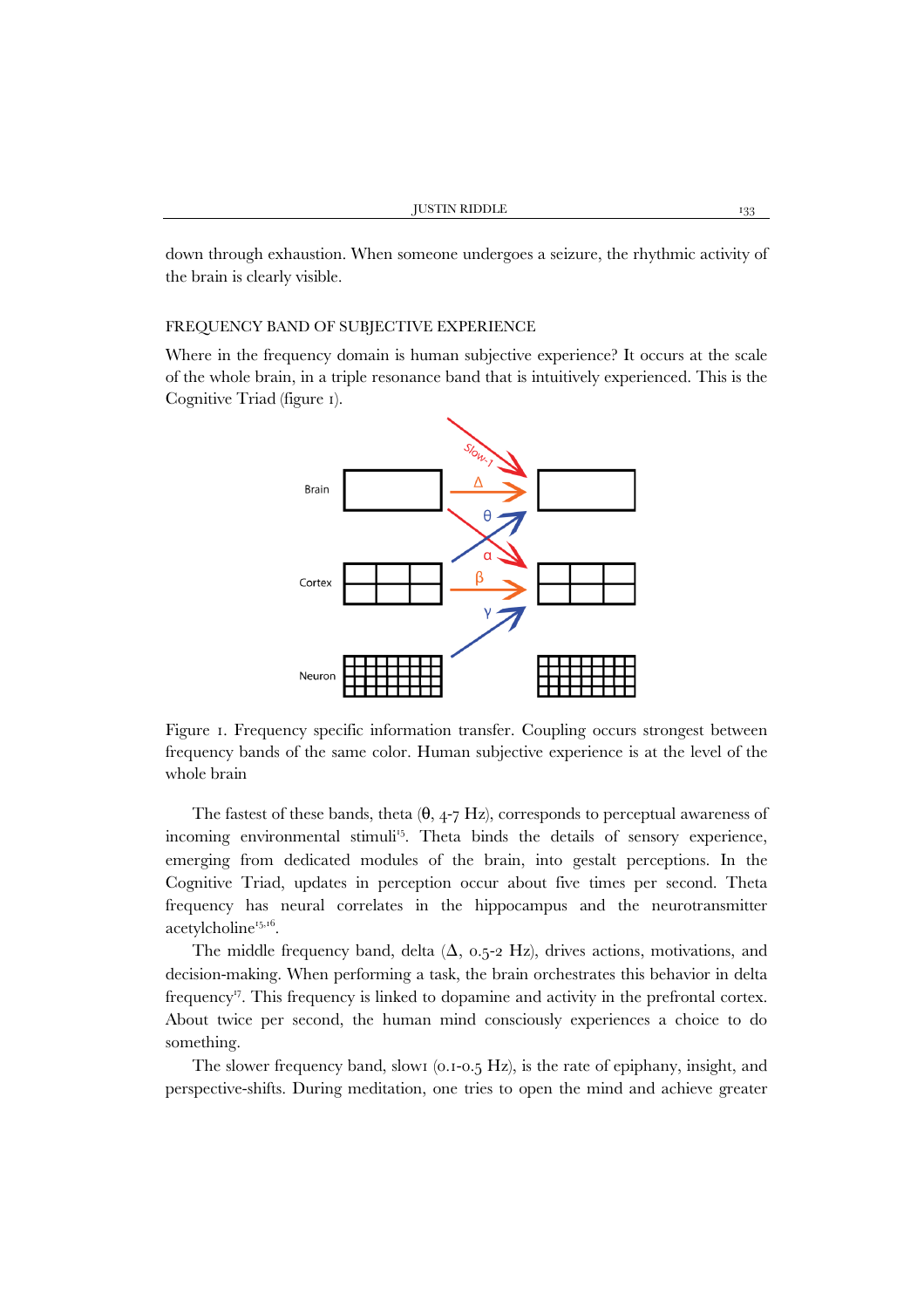down through exhaustion. When someone undergoes a seizure, the rhythmic activity of the brain is clearly visible.

## FREQUENCY BAND OF SUBJECTIVE EXPERIENCE

Where in the frequency domain is human subjective experience? It occurs at the scale of the whole brain, in a triple resonance band that is intuitively experienced. This is the Cognitive Triad (figure 1).

Figure 1. Frequency specific information transfer. Coupling occurs strongest between frequency bands of the same color. Human subjective experience is at the level of the whole brain

The fastest of these bands, theta (θ, 4-7 Hz), corresponds to perceptual awareness of incoming environmental stimuli[15]. Theta binds the details of sensory experience, emerging from dedicated modules of the brain, into gestalt perceptions. In the Cognitive Triad, updates in perception occur about five times per second. Theta frequency has neural correlates in the hippocampus and the neurotransmitter acetylcholine[15,16].

The middle frequency band, delta (Δ, 0.5-2 Hz), drives actions, motivations, and decision-making. When performing a task, the brain orchestrates this behavior in delta frequency[17]. This frequency is linked to dopamine and activity in the prefrontal cortex. About twice per second, the human mind consciously experiences a choice to do something.

The slower frequency band, slow1 (0.1-0.5 Hz), is the rate of epiphany, insight, and perspective-shifts. During meditation, one tries to open the mind and achieve greater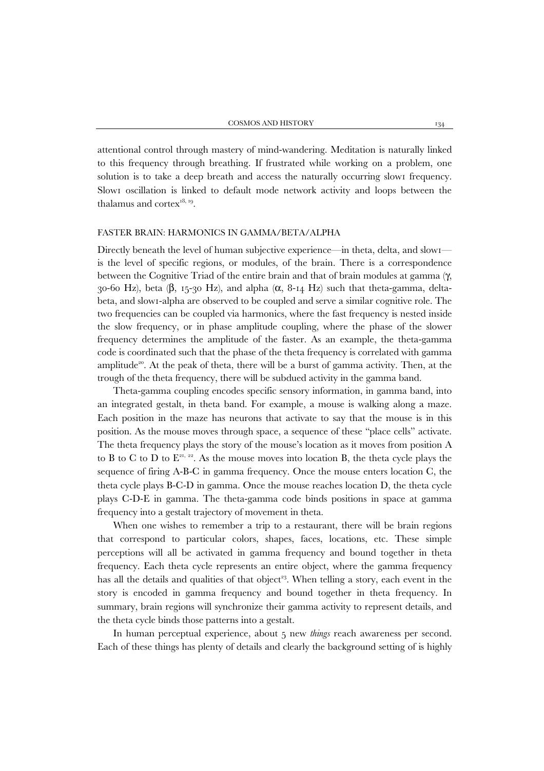attentional control through mastery of mind-wandering. Meditation is naturally linked to this frequency through breathing. If frustrated while working on a problem, one solution is to take a deep breath and access the naturally occurring slow1 frequency. Slow1 oscillation is linked to default mode network activity and loops between the thalamus and cortex[18, 19].

## FASTER BRAIN: HARMONICS IN GAMMA/BETA/ALPHA

Directly beneath the level of human subjective experience—in theta, delta, and slow1—is the level of specific regions, or modules, of the brain. There is a correspondence between the Cognitive Triad of the entire brain and that of brain modules at gamma ($\gamma$, 30-60 Hz), beta ($\beta$, 15-30 Hz), and alpha ($\alpha$, 8-14 Hz) such that theta-gamma, delta-beta, and slow1-alpha are observed to be coupled and serve a similar cognitive role. The two frequencies can be coupled via harmonics, where the fast frequency is nested inside the slow frequency, or in phase amplitude coupling, where the phase of the slower frequency determines the amplitude of the faster. As an example, the theta-gamma code is coordinated such that the phase of the theta frequency is correlated with gamma amplitude[20]. At the peak of theta, there will be a burst of gamma activity. Then, at the trough of the theta frequency, there will be subdued activity in the gamma band.

Theta-gamma coupling encodes specific sensory information, in gamma band, into an integrated gestalt, in theta band. For example, a mouse is walking along a maze. Each position in the maze has neurons that activate to say that the mouse is in this position. As the mouse moves through space, a sequence of these "place cells" activate. The theta frequency plays the story of the mouse's location as it moves from position A to B to C to D to E[21, 22]. As the mouse moves into location B, the theta cycle plays the sequence of firing A-B-C in gamma frequency. Once the mouse enters location C, the theta cycle plays B-C-D in gamma. Once the mouse reaches location D, the theta cycle plays C-D-E in gamma. The theta-gamma code binds positions in space at gamma frequency into a gestalt trajectory of movement in theta.

When one wishes to remember a trip to a restaurant, there will be brain regions that correspond to particular colors, shapes, faces, locations, etc. These simple perceptions will all be activated in gamma frequency and bound together in theta frequency. Each theta cycle represents an entire object, where the gamma frequency has all the details and qualities of that object[23]. When telling a story, each event in the story is encoded in gamma frequency and bound together in theta frequency. In summary, brain regions will synchronize their gamma activity to represent details, and the theta cycle binds those patterns into a gestalt.

In human perceptual experience, about 5 new *things* reach awareness per second. Each of these things has plenty of details and clearly the background setting of is highly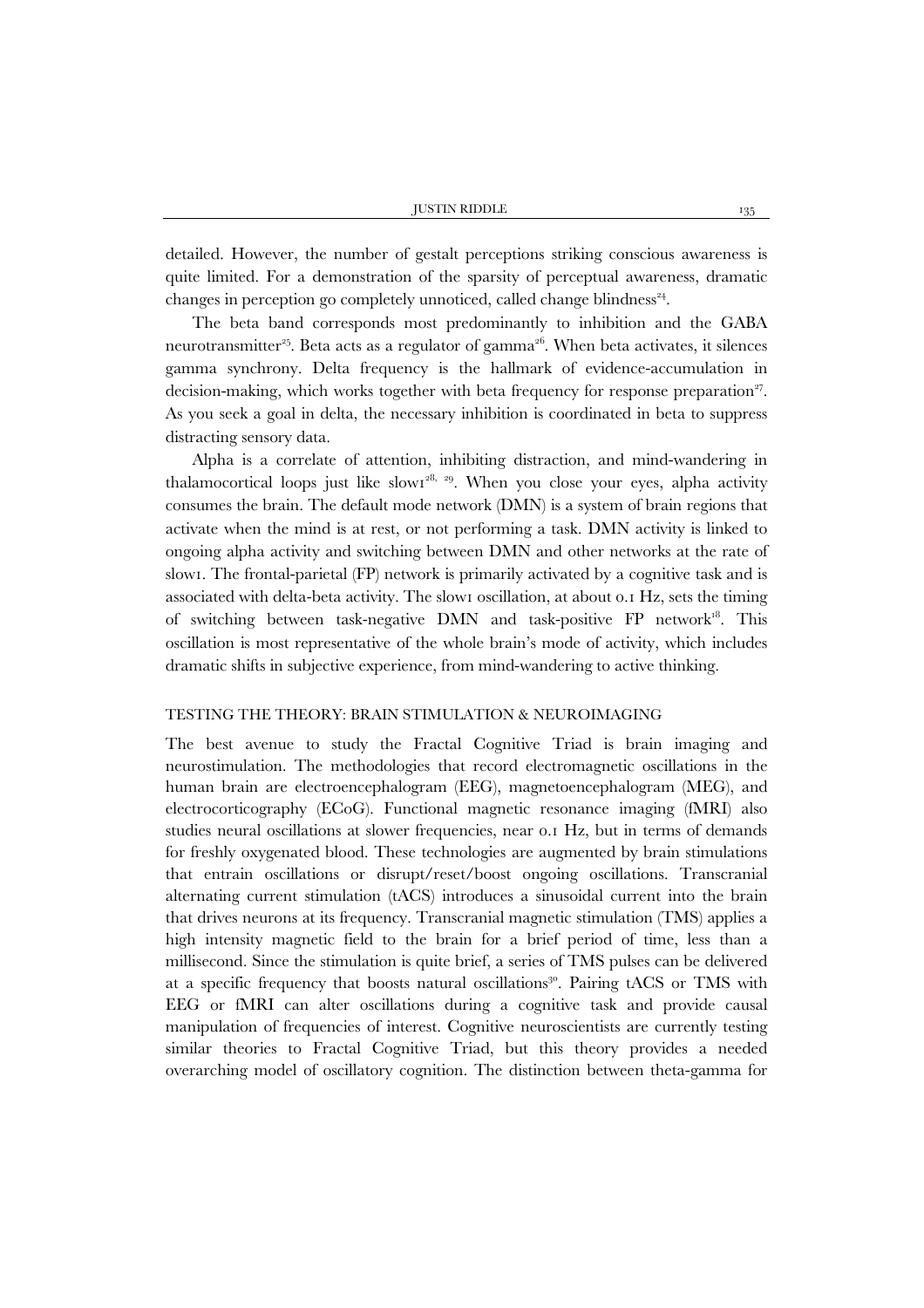detailed. However, the number of gestalt perceptions striking conscious awareness is quite limited. For a demonstration of the sparsity of perceptual awareness, dramatic changes in perception go completely unnoticed, called change blindness[24].

The beta band corresponds most predominantly to inhibition and the GABA neurotransmitter[25]. Beta acts as a regulator of gamma[26]. When beta activates, it silences gamma synchrony. Delta frequency is the hallmark of evidence-accumulation in decision-making, which works together with beta frequency for response preparation[27]. As you seek a goal in delta, the necessary inhibition is coordinated in beta to suppress distracting sensory data.

Alpha is a correlate of attention, inhibiting distraction, and mind-wandering in thalamocortical loops just like slow1[28, 29]. When you close your eyes, alpha activity consumes the brain. The default mode network (DMN) is a system of brain regions that activate when the mind is at rest, or not performing a task. DMN activity is linked to ongoing alpha activity and switching between DMN and other networks at the rate of slow1. The frontal-parietal (FP) network is primarily activated by a cognitive task and is associated with delta-beta activity. The slow1 oscillation, at about 0.1 Hz, sets the timing of switching between task-negative DMN and task-positive FP network[18]. This oscillation is most representative of the whole brain's mode of activity, which includes dramatic shifts in subjective experience, from mind-wandering to active thinking.

## TESTING THE THEORY: BRAIN STIMULATION & NEUROIMAGING

The best avenue to study the Fractal Cognitive Triad is brain imaging and neurostimulation. The methodologies that record electromagnetic oscillations in the human brain are electroencephalogram (EEG), magnetoencephalogram (MEG), and electrocorticography (ECoG). Functional magnetic resonance imaging (fMRI) also studies neural oscillations at slower frequencies, near 0.1 Hz, but in terms of demands for freshly oxygenated blood. These technologies are augmented by brain stimulations that entrain oscillations or disrupt/reset/boost ongoing oscillations. Transcranial alternating current stimulation (tACS) introduces a sinusoidal current into the brain that drives neurons at its frequency. Transcranial magnetic stimulation (TMS) applies a high intensity magnetic field to the brain for a brief period of time, less than a millisecond. Since the stimulation is quite brief, a series of TMS pulses can be delivered at a specific frequency that boosts natural oscillations[30]. Pairing tACS or TMS with EEG or fMRI can alter oscillations during a cognitive task and provide causal manipulation of frequencies of interest. Cognitive neuroscientists are currently testing similar theories to Fractal Cognitive Triad, but this theory provides a needed overarching model of oscillatory cognition. The distinction between theta-gamma for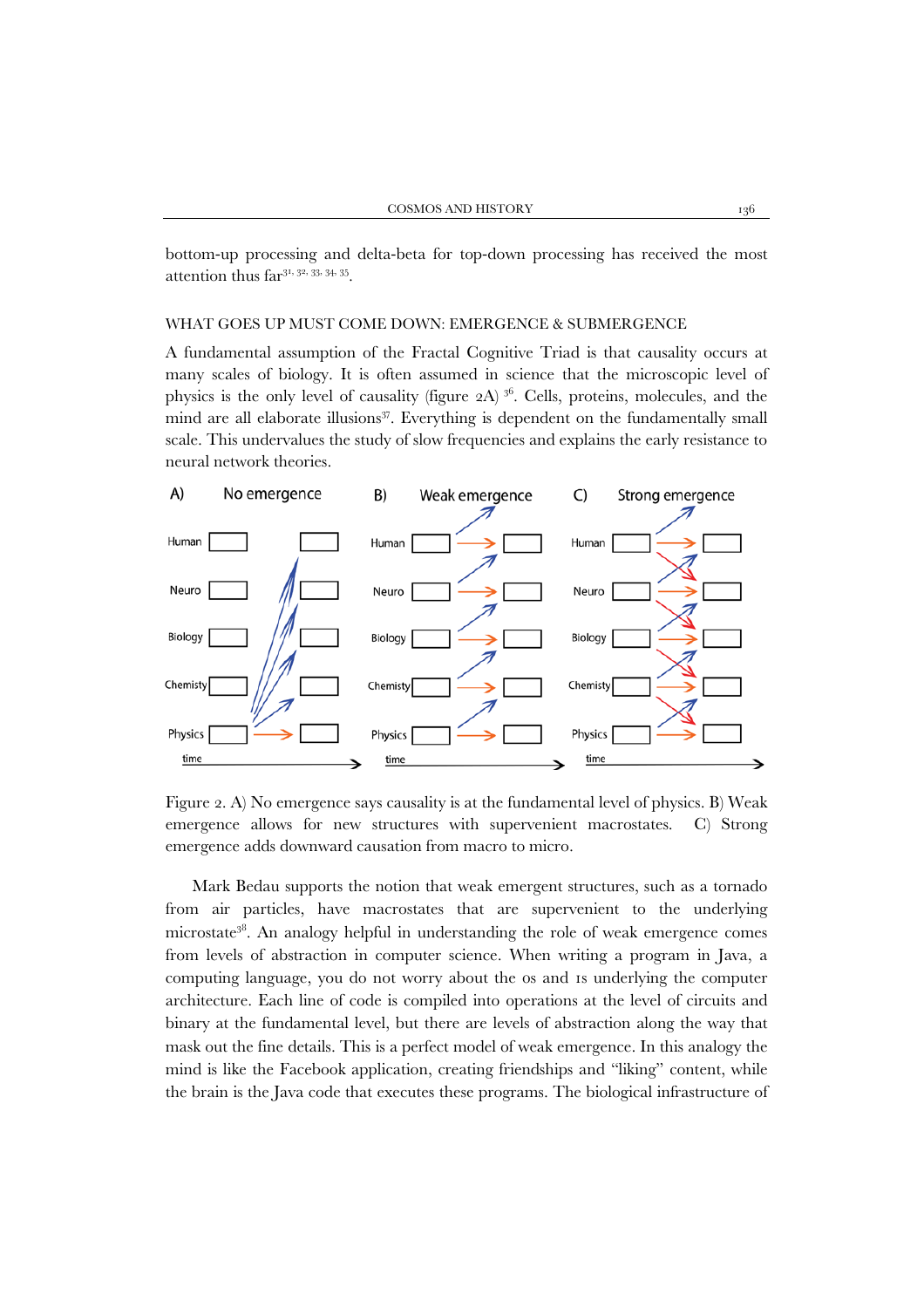bottom-up processing and delta-beta for top-down processing has received the most attention thus far[31, 32, 33, 34, 35].

## WHAT GOES UP MUST COME DOWN: EMERGENCE & SUBMERGENCE

A fundamental assumption of the Fractal Cognitive Triad is that causality occurs at many scales of biology. It is often assumed in science that the microscopic level of physics is the only level of causality (figure 2A) [36]. Cells, proteins, molecules, and the mind are all elaborate illusions[37]. Everything is dependent on the fundamentally small scale. This undervalues the study of slow frequencies and explains the early resistance to neural network theories.

Figure 2. A) No emergence says causality is at the fundamental level of physics. B) Weak emergence allows for new structures with supervenient macrostates. C) Strong emergence adds downward causation from macro to micro.

Mark Bedau supports the notion that weak emergent structures, such as a tornado from air particles, have macrostates that are supervenient to the underlying microstate[38]. An analogy helpful in understanding the role of weak emergence comes from levels of abstraction in computer science. When writing a program in Java, a computing language, you do not worry about the 0s and 1s underlying the computer architecture. Each line of code is compiled into operations at the level of circuits and binary at the fundamental level, but there are levels of abstraction along the way that mask out the fine details. This is a perfect model of weak emergence. In this analogy the mind is like the Facebook application, creating friendships and "liking" content, while the brain is the Java code that executes these programs. The biological infrastructure of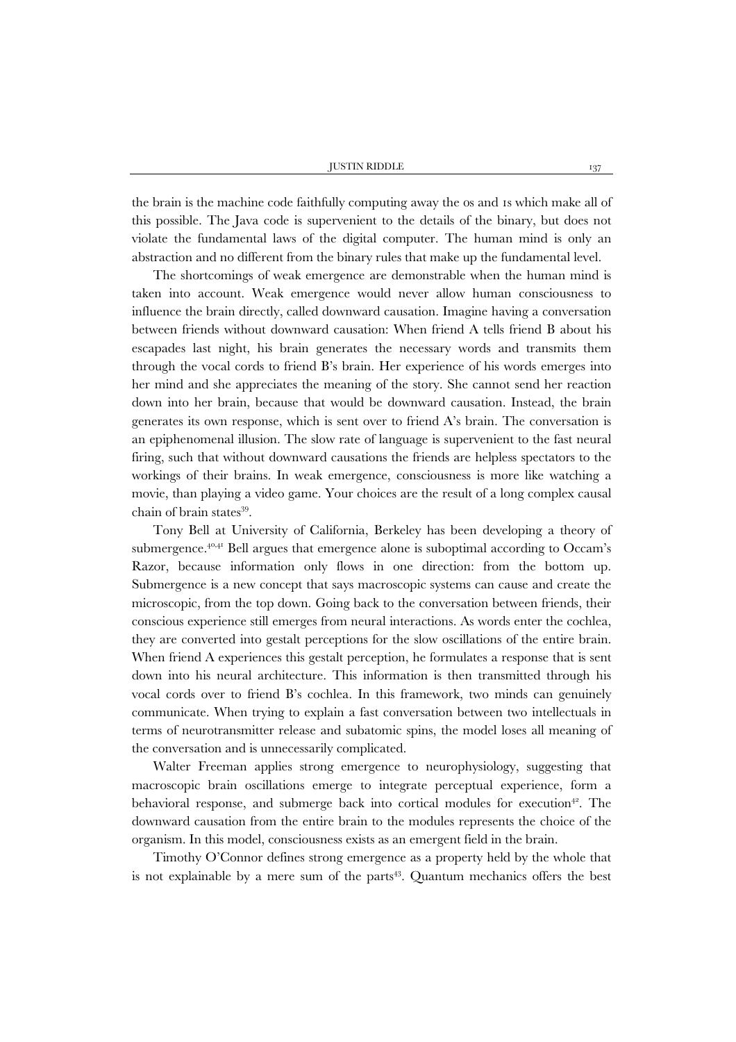the brain is the machine code faithfully computing away the 0s and 1s which make all of this possible. The Java code is supervenient to the details of the binary, but does not violate the fundamental laws of the digital computer. The human mind is only an abstraction and no different from the binary rules that make up the fundamental level.

The shortcomings of weak emergence are demonstrable when the human mind is taken into account. Weak emergence would never allow human consciousness to influence the brain directly, called downward causation. Imagine having a conversation between friends without downward causation: When friend A tells friend B about his escapades last night, his brain generates the necessary words and transmits them through the vocal cords to friend B's brain. Her experience of his words emerges into her mind and she appreciates the meaning of the story. She cannot send her reaction down into her brain, because that would be downward causation. Instead, the brain generates its own response, which is sent over to friend A's brain. The conversation is an epiphenomenal illusion. The slow rate of language is supervenient to the fast neural firing, such that without downward causations the friends are helpless spectators to the workings of their brains. In weak emergence, consciousness is more like watching a movie, than playing a video game. Your choices are the result of a long complex causal chain of brain states[39].

Tony Bell at University of California, Berkeley has been developing a theory of submergence.[40,41] Bell argues that emergence alone is suboptimal according to Occam's Razor, because information only flows in one direction: from the bottom up. Submergence is a new concept that says macroscopic systems can cause and create the microscopic, from the top down. Going back to the conversation between friends, their conscious experience still emerges from neural interactions. As words enter the cochlea, they are converted into gestalt perceptions for the slow oscillations of the entire brain. When friend A experiences this gestalt perception, he formulates a response that is sent down into his neural architecture. This information is then transmitted through his vocal cords over to friend B's cochlea. In this framework, two minds can genuinely communicate. When trying to explain a fast conversation between two intellectuals in terms of neurotransmitter release and subatomic spins, the model loses all meaning of the conversation and is unnecessarily complicated.

Walter Freeman applies strong emergence to neurophysiology, suggesting that macroscopic brain oscillations emerge to integrate perceptual experience, form a behavioral response, and submerge back into cortical modules for execution[42]. The downward causation from the entire brain to the modules represents the choice of the organism. In this model, consciousness exists as an emergent field in the brain.

Timothy O'Connor defines strong emergence as a property held by the whole that is not explainable by a mere sum of the parts[43]. Quantum mechanics offers the best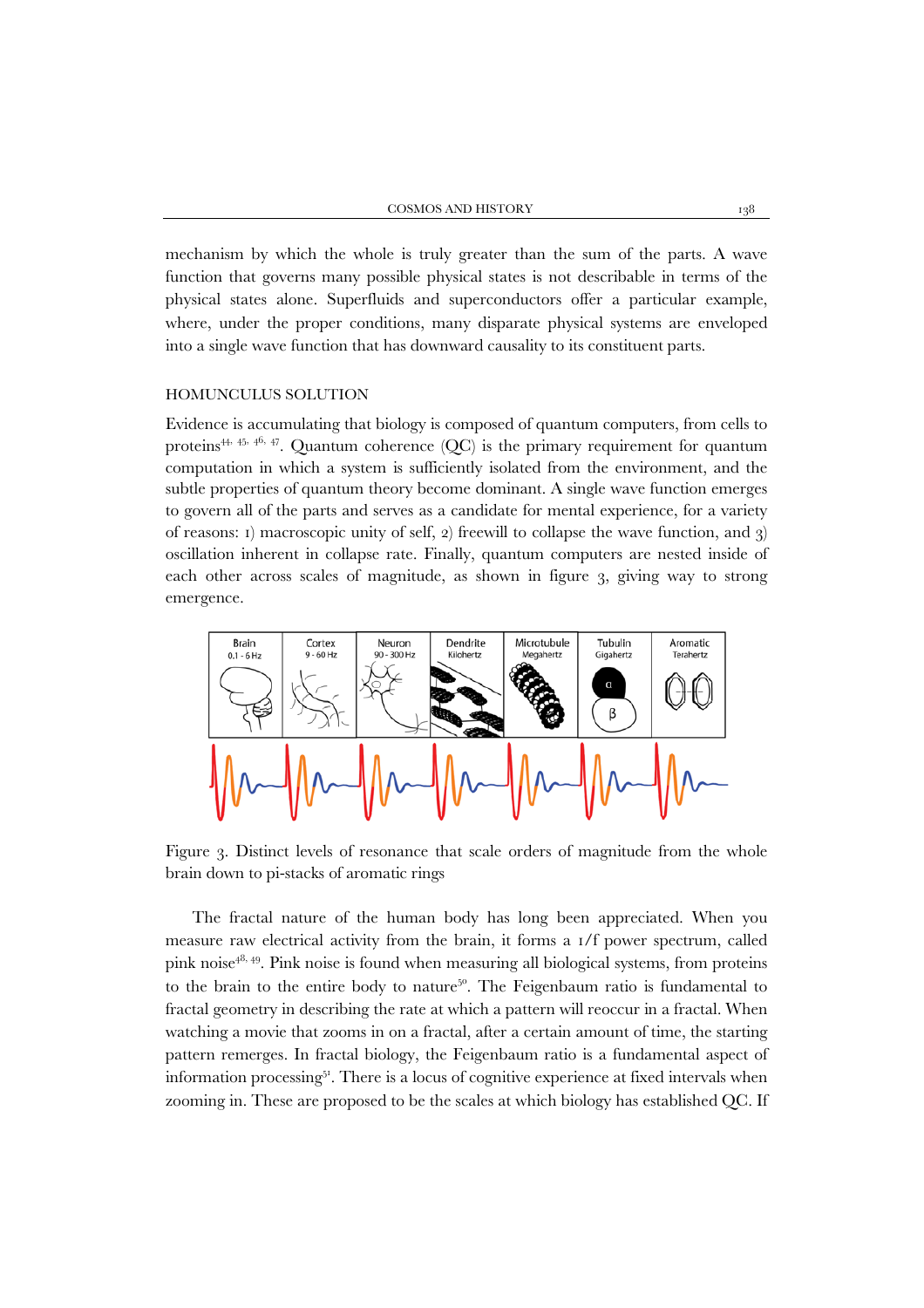mechanism by which the whole is truly greater than the sum of the parts. A wave function that governs many possible physical states is not describable in terms of the physical states alone. Superfluids and superconductors offer a particular example, where, under the proper conditions, many disparate physical systems are enveloped into a single wave function that has downward causality to its constituent parts.

## HOMUNCULUS SOLUTION

Evidence is accumulating that biology is composed of quantum computers, from cells to proteins[44, 45, 46, 47]. Quantum coherence (QC) is the primary requirement for quantum computation in which a system is sufficiently isolated from the environment, and the subtle properties of quantum theory become dominant. A single wave function emerges to govern all of the parts and serves as a candidate for mental experience, for a variety of reasons: 1) macroscopic unity of self, 2) freewill to collapse the wave function, and 3) oscillation inherent in collapse rate. Finally, quantum computers are nested inside of each other across scales of magnitude, as shown in figure 3, giving way to strong emergence.

| Brain | Cortex | Neuron | Dendrite | Microtubule | Tubulin | Aromatic |
|---|---|---|---|---|---|---|
| 0.1 - 6 Hz | 9 - 60 Hz | 90 - 300 Hz | Kilohertz | Megahertz | Gigahertz | Terahertz |

Figure 3. Distinct levels of resonance that scale orders of magnitude from the whole brain down to pi-stacks of aromatic rings

The fractal nature of the human body has long been appreciated. When you measure raw electrical activity from the brain, it forms a 1/f power spectrum, called pink noise[48, 49]. Pink noise is found when measuring all biological systems, from proteins to the brain to the entire body to nature[50]. The Feigenbaum ratio is fundamental to fractal geometry in describing the rate at which a pattern will reoccur in a fractal. When watching a movie that zooms in on a fractal, after a certain amount of time, the starting pattern remerges. In fractal biology, the Feigenbaum ratio is a fundamental aspect of information processing[51]. There is a locus of cognitive experience at fixed intervals when zooming in. These are proposed to be the scales at which biology has established QC. If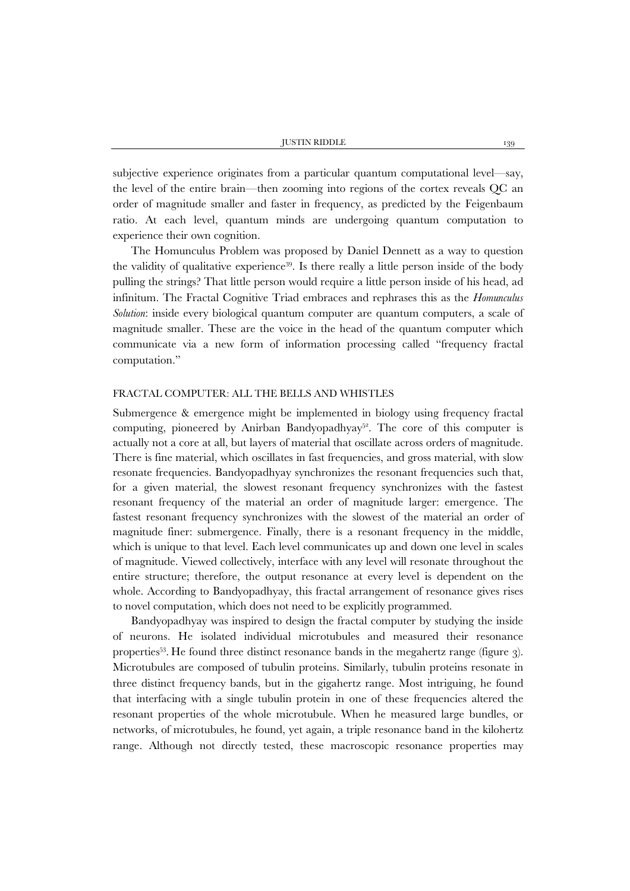subjective experience originates from a particular quantum computational level—say, the level of the entire brain—then zooming into regions of the cortex reveals QC an order of magnitude smaller and faster in frequency, as predicted by the Feigenbaum ratio. At each level, quantum minds are undergoing quantum computation to experience their own cognition.

The Homunculus Problem was proposed by Daniel Dennett as a way to question the validity of qualitative experience[39]. Is there really a little person inside of the body pulling the strings? That little person would require a little person inside of his head, ad infinitum. The Fractal Cognitive Triad embraces and rephrases this as the *Homunculus Solution*: inside every biological quantum computer are quantum computers, a scale of magnitude smaller. These are the voice in the head of the quantum computer which communicate via a new form of information processing called "frequency fractal computation."

## FRACTAL COMPUTER: ALL THE BELLS AND WHISTLES

Submergence & emergence might be implemented in biology using frequency fractal computing, pioneered by Anirban Bandyopadhyay[52]. The core of this computer is actually not a core at all, but layers of material that oscillate across orders of magnitude. There is fine material, which oscillates in fast frequencies, and gross material, with slow resonate frequencies. Bandyopadhyay synchronizes the resonant frequencies such that, for a given material, the slowest resonant frequency synchronizes with the fastest resonant frequency of the material an order of magnitude larger: emergence. The fastest resonant frequency synchronizes with the slowest of the material an order of magnitude finer: submergence. Finally, there is a resonant frequency in the middle, which is unique to that level. Each level communicates up and down one level in scales of magnitude. Viewed collectively, interface with any level will resonate throughout the entire structure; therefore, the output resonance at every level is dependent on the whole. According to Bandyopadhyay, this fractal arrangement of resonance gives rises to novel computation, which does not need to be explicitly programmed.

Bandyopadhyay was inspired to design the fractal computer by studying the inside of neurons. He isolated individual microtubules and measured their resonance properties[53]. He found three distinct resonance bands in the megahertz range (figure 3). Microtubules are composed of tubulin proteins. Similarly, tubulin proteins resonate in three distinct frequency bands, but in the gigahertz range. Most intriguing, he found that interfacing with a single tubulin protein in one of these frequencies altered the resonant properties of the whole microtubule. When he measured large bundles, or networks, of microtubules, he found, yet again, a triple resonance band in the kilohertz range. Although not directly tested, these macroscopic resonance properties may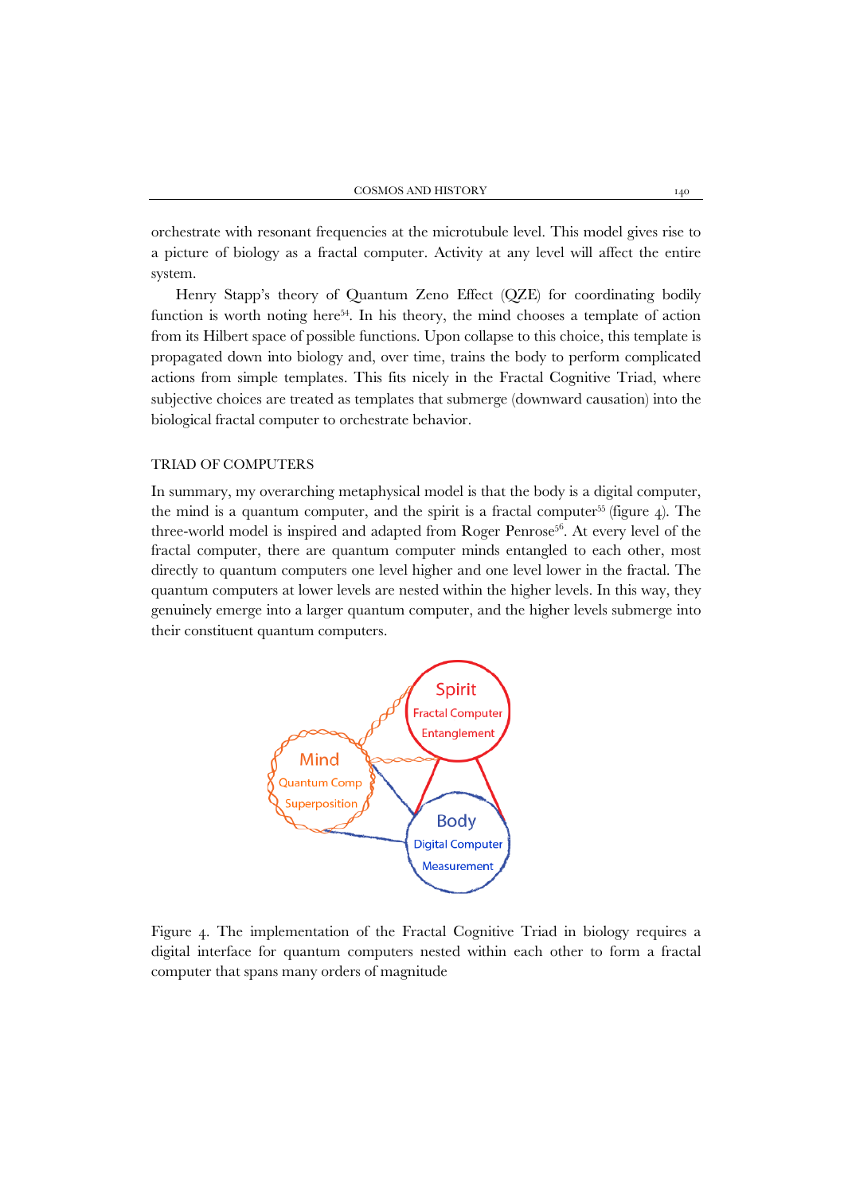orchestrate with resonant frequencies at the microtubule level. This model gives rise to a picture of biology as a fractal computer. Activity at any level will affect the entire system.

Henry Stapp's theory of Quantum Zeno Effect (QZE) for coordinating bodily function is worth noting here[54]. In his theory, the mind chooses a template of action from its Hilbert space of possible functions. Upon collapse to this choice, this template is propagated down into biology and, over time, trains the body to perform complicated actions from simple templates. This fits nicely in the Fractal Cognitive Triad, where subjective choices are treated as templates that submerge (downward causation) into the biological fractal computer to orchestrate behavior.

## TRIAD OF COMPUTERS

In summary, my overarching metaphysical model is that the body is a digital computer, the mind is a quantum computer, and the spirit is a fractal computer[55] (figure 4). The three-world model is inspired and adapted from Roger Penrose[56]. At every level of the fractal computer, there are quantum computer minds entangled to each other, most directly to quantum computers one level higher and one level lower in the fractal. The quantum computers at lower levels are nested within the higher levels. In this way, they genuinely emerge into a larger quantum computer, and the higher levels submerge into their constituent quantum computers.

Spirit
Fractal Computer
Entanglement

Mind
Quantum Comp
Superposition

Body
Digital Computer
Measurement

Figure 4. The implementation of the Fractal Cognitive Triad in biology requires a digital interface for quantum computers nested within each other to form a fractal computer that spans many orders of magnitude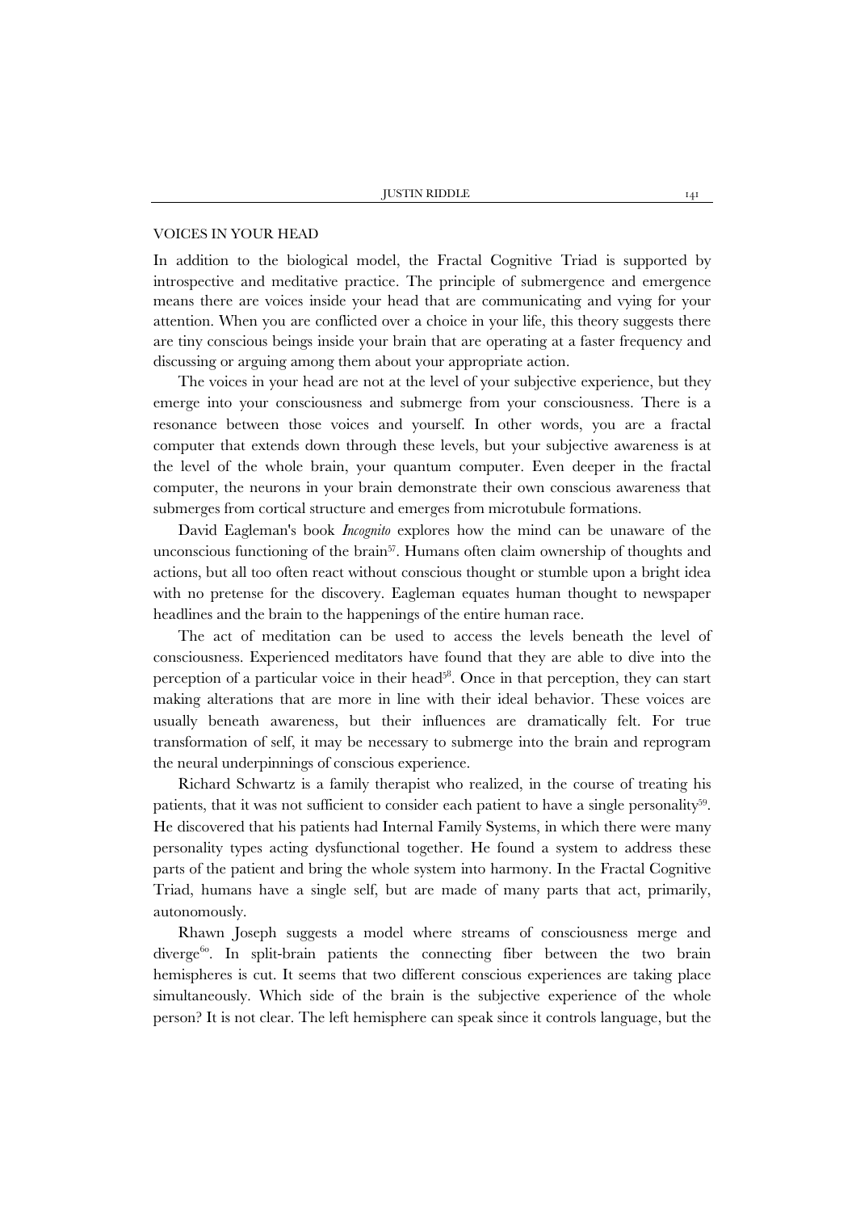## VOICES IN YOUR HEAD

In addition to the biological model, the Fractal Cognitive Triad is supported by introspective and meditative practice. The principle of submergence and emergence means there are voices inside your head that are communicating and vying for your attention. When you are conflicted over a choice in your life, this theory suggests there are tiny conscious beings inside your brain that are operating at a faster frequency and discussing or arguing among them about your appropriate action.

The voices in your head are not at the level of your subjective experience, but they emerge into your consciousness and submerge from your consciousness. There is a resonance between those voices and yourself. In other words, you are a fractal computer that extends down through these levels, but your subjective awareness is at the level of the whole brain, your quantum computer. Even deeper in the fractal computer, the neurons in your brain demonstrate their own conscious awareness that submerges from cortical structure and emerges from microtubule formations.

David Eagleman's book *Incognito* explores how the mind can be unaware of the unconscious functioning of the brain[57]. Humans often claim ownership of thoughts and actions, but all too often react without conscious thought or stumble upon a bright idea with no pretense for the discovery. Eagleman equates human thought to newspaper headlines and the brain to the happenings of the entire human race.

The act of meditation can be used to access the levels beneath the level of consciousness. Experienced meditators have found that they are able to dive into the perception of a particular voice in their head[58]. Once in that perception, they can start making alterations that are more in line with their ideal behavior. These voices are usually beneath awareness, but their influences are dramatically felt. For true transformation of self, it may be necessary to submerge into the brain and reprogram the neural underpinnings of conscious experience.

Richard Schwartz is a family therapist who realized, in the course of treating his patients, that it was not sufficient to consider each patient to have a single personality[59]. He discovered that his patients had Internal Family Systems, in which there were many personality types acting dysfunctional together. He found a system to address these parts of the patient and bring the whole system into harmony. In the Fractal Cognitive Triad, humans have a single self, but are made of many parts that act, primarily, autonomously.

Rhawn Joseph suggests a model where streams of consciousness merge and diverge[60]. In split-brain patients the connecting fiber between the two brain hemispheres is cut. It seems that two different conscious experiences are taking place simultaneously. Which side of the brain is the subjective experience of the whole person? It is not clear. The left hemisphere can speak since it controls language, but the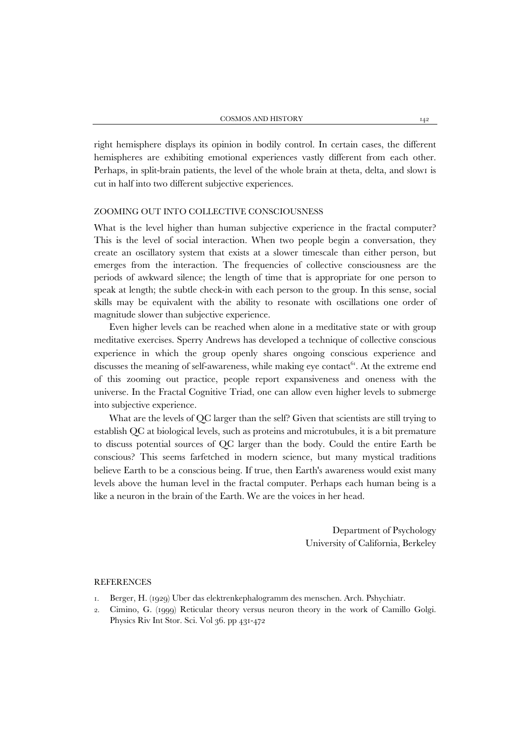right hemisphere displays its opinion in bodily control. In certain cases, the different hemispheres are exhibiting emotional experiences vastly different from each other. Perhaps, in split-brain patients, the level of the whole brain at theta, delta, and slow1 is cut in half into two different subjective experiences.

## ZOOMING OUT INTO COLLECTIVE CONSCIOUSNESS

What is the level higher than human subjective experience in the fractal computer? This is the level of social interaction. When two people begin a conversation, they create an oscillatory system that exists at a slower timescale than either person, but emerges from the interaction. The frequencies of collective consciousness are the periods of awkward silence; the length of time that is appropriate for one person to speak at length; the subtle check-in with each person to the group. In this sense, social skills may be equivalent with the ability to resonate with oscillations one order of magnitude slower than subjective experience.

Even higher levels can be reached when alone in a meditative state or with group meditative exercises. Sperry Andrews has developed a technique of collective conscious experience in which the group openly shares ongoing conscious experience and discusses the meaning of self-awareness, while making eye contact[61]. At the extreme end of this zooming out practice, people report expansiveness and oneness with the universe. In the Fractal Cognitive Triad, one can allow even higher levels to submerge into subjective experience.

What are the levels of QC larger than the self? Given that scientists are still trying to establish QC at biological levels, such as proteins and microtubules, it is a bit premature to discuss potential sources of QC larger than the body. Could the entire Earth be conscious? This seems farfetched in modern science, but many mystical traditions believe Earth to be a conscious being. If true, then Earth's awareness would exist many levels above the human level in the fractal computer. Perhaps each human being is a like a neuron in the brain of the Earth. We are the voices in her head.

Department of Psychology
University of California, Berkeley

## REFERENCES

1. Berger, H. (1929) Uber das elektrenkephalogramm des menschen. Arch. Pshychiatr.
2. Cimino, G. (1999) Reticular theory versus neuron theory in the work of Camillo Golgi. Physics Riv Int Stor. Sci. Vol 36. pp 431-472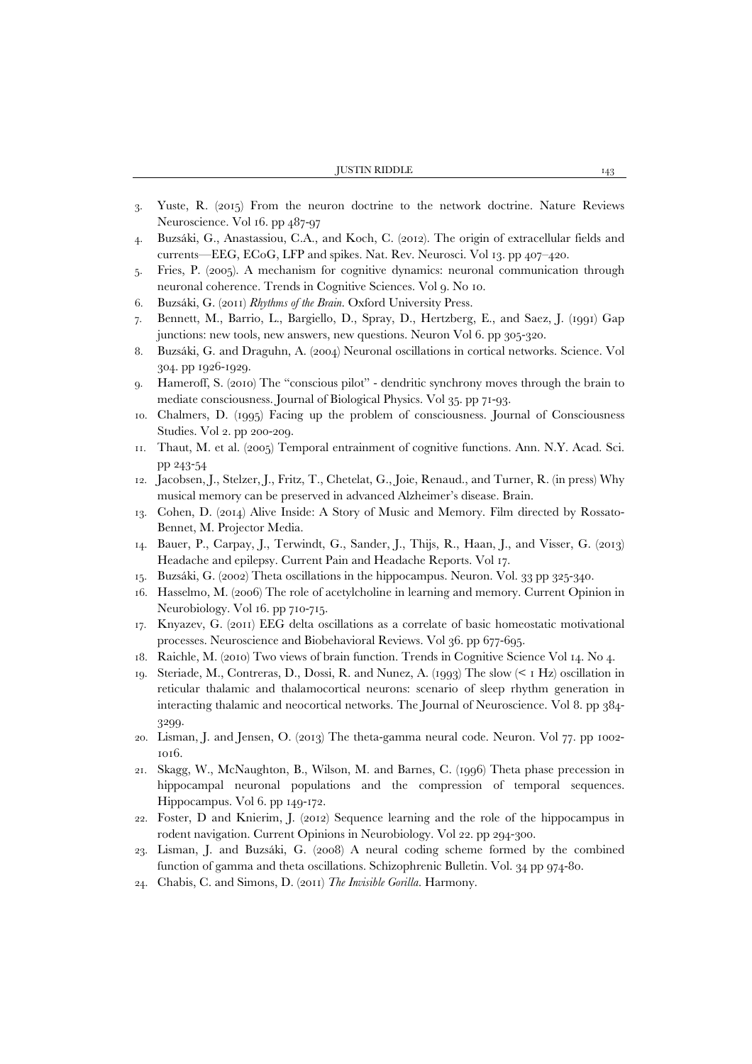3. Yuste, R. (2015) From the neuron doctrine to the network doctrine. Nature Reviews Neuroscience. Vol 16. pp 487-97
4. Buzsáki, G., Anastassiou, C.A., and Koch, C. (2012). The origin of extracellular fields and currents—EEG, ECoG, LFP and spikes. Nat. Rev. Neurosci. Vol 13. pp 407–420.
5. Fries, P. (2005). A mechanism for cognitive dynamics: neuronal communication through neuronal coherence. Trends in Cognitive Sciences. Vol 9. No 10.
6. Buzsáki, G. (2011) *Rhythms of the Brain*. Oxford University Press.
7. Bennett, M., Barrio, L., Bargiello, D., Spray, D., Hertzberg, E., and Saez, J. (1991) Gap junctions: new tools, new answers, new questions. Neuron Vol 6. pp 305-320.
8. Buzsáki, G. and Draguhn, A. (2004) Neuronal oscillations in cortical networks. Science. Vol 304. pp 1926-1929.
9. Hameroff, S. (2010) The "conscious pilot" - dendritic synchrony moves through the brain to mediate consciousness. Journal of Biological Physics. Vol 35. pp 71-93.
10. Chalmers, D. (1995) Facing up the problem of consciousness. Journal of Consciousness Studies. Vol 2. pp 200-209.
11. Thaut, M. et al. (2005) Temporal entrainment of cognitive functions. Ann. N.Y. Acad. Sci. pp 243-54
12. Jacobsen, J., Stelzer, J., Fritz, T., Chetelat, G., Joie, Renaud., and Turner, R. (in press) Why musical memory can be preserved in advanced Alzheimer's disease. Brain.
13. Cohen, D. (2014) Alive Inside: A Story of Music and Memory. Film directed by Rossato-Bennet, M. Projector Media.
14. Bauer, P., Carpay, J., Terwindt, G., Sander, J., Thijs, R., Haan, J., and Visser, G. (2013) Headache and epilepsy. Current Pain and Headache Reports. Vol 17.
15. Buzsáki, G. (2002) Theta oscillations in the hippocampus. Neuron. Vol. 33 pp 325-340.
16. Hasselmo, M. (2006) The role of acetylcholine in learning and memory. Current Opinion in Neurobiology. Vol 16. pp 710-715.
17. Knyazev, G. (2011) EEG delta oscillations as a correlate of basic homeostatic motivational processes. Neuroscience and Biobehavioral Reviews. Vol 36. pp 677-695.
18. Raichle, M. (2010) Two views of brain function. Trends in Cognitive Science Vol 14. No 4.
19. Steriade, M., Contreras, D., Dossi, R. and Nunez, A. (1993) The slow (< 1 Hz) oscillation in reticular thalamic and thalamocortical neurons: scenario of sleep rhythm generation in interacting thalamic and neocortical networks. The Journal of Neuroscience. Vol 8. pp 384-3299.
20. Lisman, J. and Jensen, O. (2013) The theta-gamma neural code. Neuron. Vol 77. pp 1002-1016.
21. Skagg, W., McNaughton, B., Wilson, M. and Barnes, C. (1996) Theta phase precession in hippocampal neuronal populations and the compression of temporal sequences. Hippocampus. Vol 6. pp 149-172.
22. Foster, D and Knierim, J. (2012) Sequence learning and the role of the hippocampus in rodent navigation. Current Opinions in Neurobiology. Vol 22. pp 294-300.
23. Lisman, J. and Buzsáki, G. (2008) A neural coding scheme formed by the combined function of gamma and theta oscillations. Schizophrenic Bulletin. Vol. 34 pp 974-80.
24. Chabis, C. and Simons, D. (2011) *The Invisible Gorilla*. Harmony.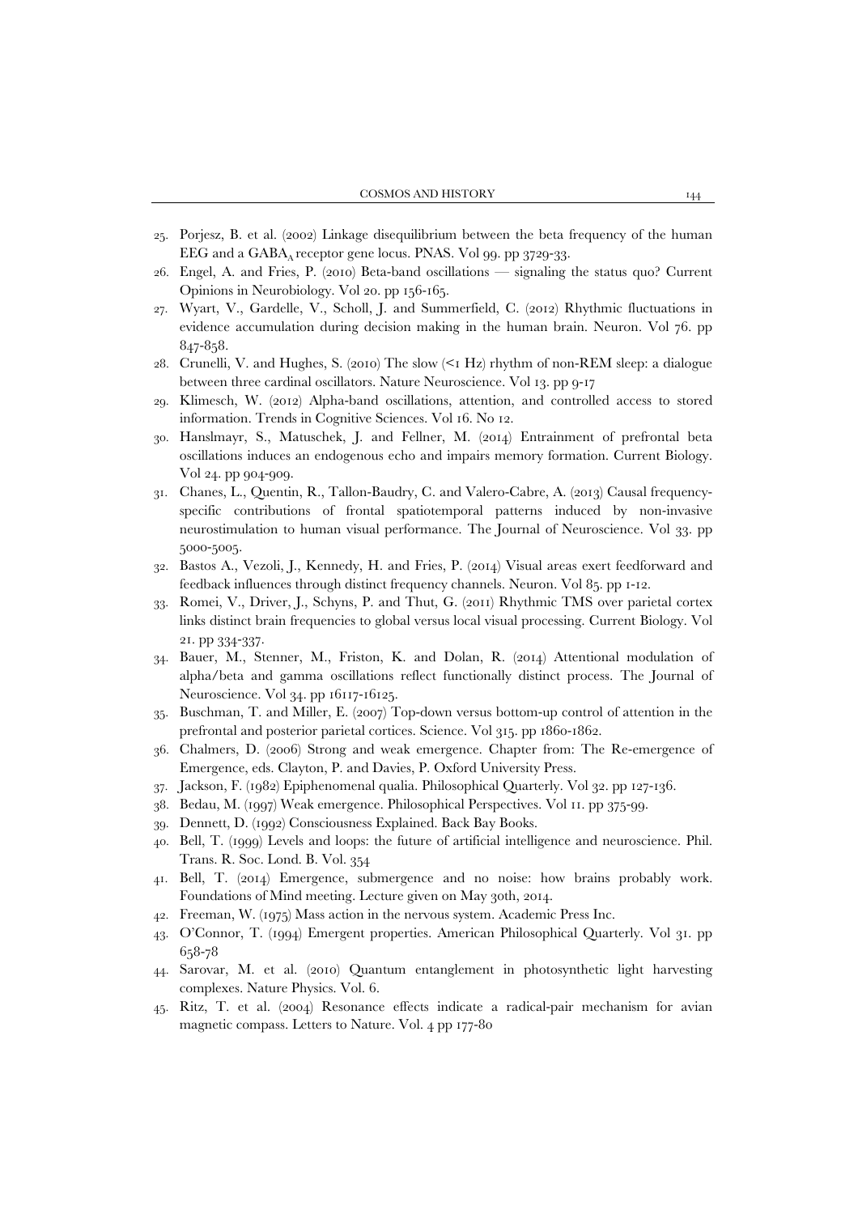25. Porjesz, B. et al. (2002) Linkage disequilibrium between the beta frequency of the human EEG and a $GABA_A$ receptor gene locus. PNAS. Vol 99. pp 3729-33.
26. Engel, A. and Fries, P. (2010) Beta-band oscillations — signaling the status quo? Current Opinions in Neurobiology. Vol 20. pp 156-165.
27. Wyart, V., Gardelle, V., Scholl, J. and Summerfield, C. (2012) Rhythmic fluctuations in evidence accumulation during decision making in the human brain. Neuron. Vol 76. pp 847-858.
28. Crunelli, V. and Hughes, S. (2010) The slow (<1 Hz) rhythm of non-REM sleep: a dialogue between three cardinal oscillators. Nature Neuroscience. Vol 13. pp 9-17
29. Klimesch, W. (2012) Alpha-band oscillations, attention, and controlled access to stored information. Trends in Cognitive Sciences. Vol 16. No 12.
30. Hanslmayr, S., Matuschek, J. and Fellner, M. (2014) Entrainment of prefrontal beta oscillations induces an endogenous echo and impairs memory formation. Current Biology. Vol 24. pp 904-909.
31. Chanes, L., Quentin, R., Tallon-Baudry, C. and Valero-Cabre, A. (2013) Causal frequency-specific contributions of frontal spatiotemporal patterns induced by non-invasive neurostimulation to human visual performance. The Journal of Neuroscience. Vol 33. pp 5000-5005.
32. Bastos A., Vezoli, J., Kennedy, H. and Fries, P. (2014) Visual areas exert feedforward and feedback influences through distinct frequency channels. Neuron. Vol 85. pp 1-12.
33. Romei, V., Driver, J., Schyns, P. and Thut, G. (2011) Rhythmic TMS over parietal cortex links distinct brain frequencies to global versus local visual processing. Current Biology. Vol 21. pp 334-337.
34. Bauer, M., Stenner, M., Friston, K. and Dolan, R. (2014) Attentional modulation of alpha/beta and gamma oscillations reflect functionally distinct process. The Journal of Neuroscience. Vol 34. pp 16117-16125.
35. Buschman, T. and Miller, E. (2007) Top-down versus bottom-up control of attention in the prefrontal and posterior parietal cortices. Science. Vol 315. pp 1860-1862.
36. Chalmers, D. (2006) Strong and weak emergence. Chapter from: The Re-emergence of Emergence, eds. Clayton, P. and Davies, P. Oxford University Press.
37. Jackson, F. (1982) Epiphenomenal qualia. Philosophical Quarterly. Vol 32. pp 127-136.
38. Bedau, M. (1997) Weak emergence. Philosophical Perspectives. Vol 11. pp 375-99.
39. Dennett, D. (1992) Consciousness Explained. Back Bay Books.
40. Bell, T. (1999) Levels and loops: the future of artificial intelligence and neuroscience. Phil. Trans. R. Soc. Lond. B. Vol. 354
41. Bell, T. (2014) Emergence, submergence and no noise: how brains probably work. Foundations of Mind meeting. Lecture given on May 30th, 2014.
42. Freeman, W. (1975) Mass action in the nervous system. Academic Press Inc.
43. O'Connor, T. (1994) Emergent properties. American Philosophical Quarterly. Vol 31. pp 658-78
44. Sarovar, M. et al. (2010) Quantum entanglement in photosynthetic light harvesting complexes. Nature Physics. Vol. 6.
45. Ritz, T. et al. (2004) Resonance effects indicate a radical-pair mechanism for avian magnetic compass. Letters to Nature. Vol. 4 pp 177-80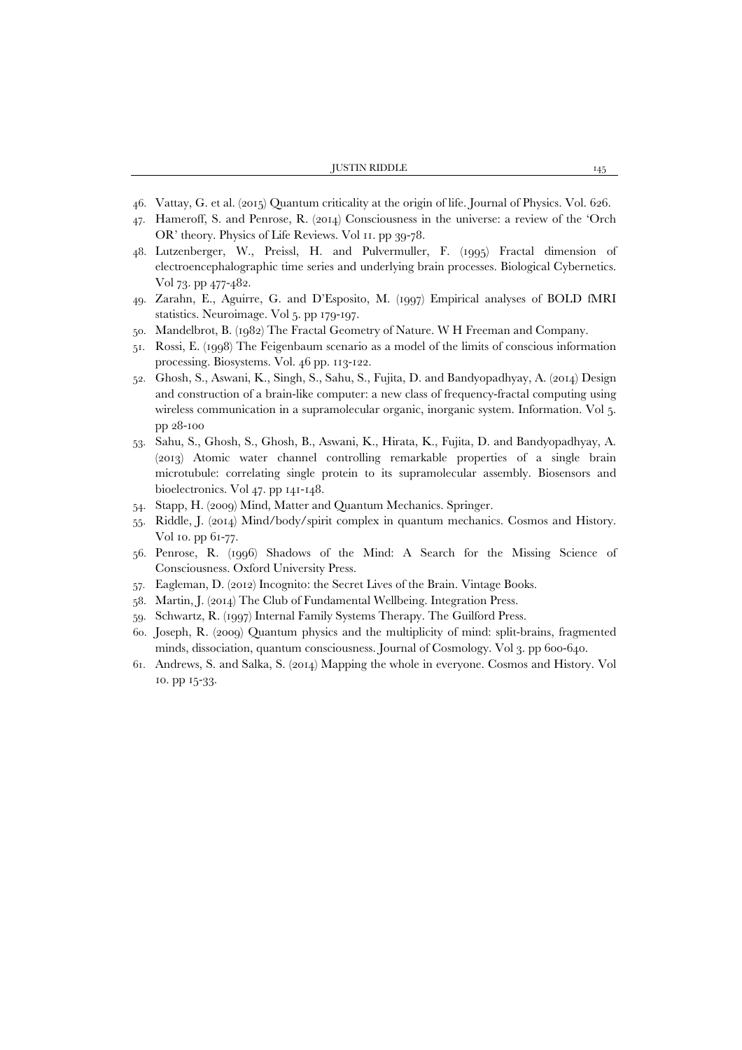46. Vattay, G. et al. (2015) Quantum criticality at the origin of life. Journal of Physics. Vol. 626.
47. Hameroff, S. and Penrose, R. (2014) Consciousness in the universe: a review of the 'Orch OR' theory. Physics of Life Reviews. Vol 11. pp 39-78.
48. Lutzenberger, W., Preissl, H. and Pulvermuller, F. (1995) Fractal dimension of electroencephalographic time series and underlying brain processes. Biological Cybernetics. Vol 73. pp 477-482.
49. Zarahn, E., Aguirre, G. and D'Esposito, M. (1997) Empirical analyses of BOLD fMRI statistics. Neuroimage. Vol 5. pp 179-197.
50. Mandelbrot, B. (1982) The Fractal Geometry of Nature. W H Freeman and Company.
51. Rossi, E. (1998) The Feigenbaum scenario as a model of the limits of conscious information processing. Biosystems. Vol. 46 pp. 113-122.
52. Ghosh, S., Aswani, K., Singh, S., Sahu, S., Fujita, D. and Bandyopadhyay, A. (2014) Design and construction of a brain-like computer: a new class of frequency-fractal computing using wireless communication in a supramolecular organic, inorganic system. Information. Vol 5. pp 28-100
53. Sahu, S., Ghosh, S., Ghosh, B., Aswani, K., Hirata, K., Fujita, D. and Bandyopadhyay, A. (2013) Atomic water channel controlling remarkable properties of a single brain microtubule: correlating single protein to its supramolecular assembly. Biosensors and bioelectronics. Vol 47. pp 141-148.
54. Stapp, H. (2009) Mind, Matter and Quantum Mechanics. Springer.
55. Riddle, J. (2014) Mind/body/spirit complex in quantum mechanics. Cosmos and History. Vol 10. pp 61-77.
56. Penrose, R. (1996) Shadows of the Mind: A Search for the Missing Science of Consciousness. Oxford University Press.
57. Eagleman, D. (2012) Incognito: the Secret Lives of the Brain. Vintage Books.
58. Martin, J. (2014) The Club of Fundamental Wellbeing. Integration Press.
59. Schwartz, R. (1997) Internal Family Systems Therapy. The Guilford Press.
60. Joseph, R. (2009) Quantum physics and the multiplicity of mind: split-brains, fragmented minds, dissociation, quantum consciousness. Journal of Cosmology. Vol 3. pp 600-640.
61. Andrews, S. and Salka, S. (2014) Mapping the whole in everyone. Cosmos and History. Vol 10. pp 15-33.